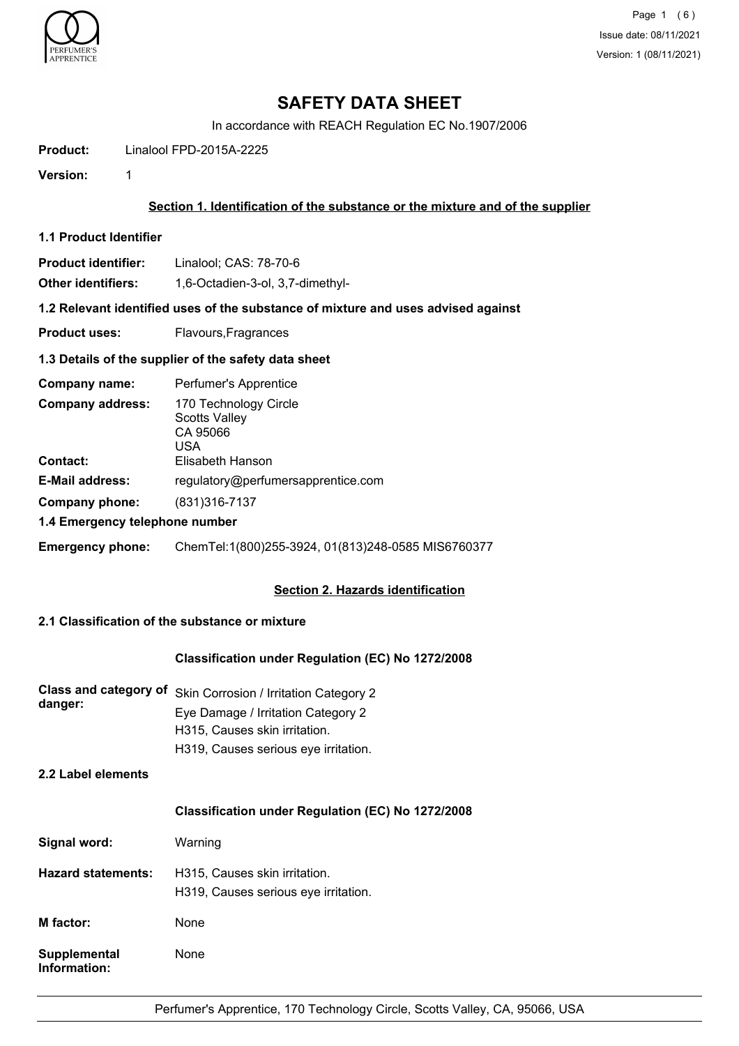# SAFETY DATA SHEET

In accordance with REACH Regulation EC No.1907/2006

**Product:** Linalool FPD-2015A-2225

**Version:** 1

## Section 1. Identification of the substance or the mixture and of the supplier

### 1.1 Product Identifier

**Product identifier:** Linalool; CAS: 78-70-6

**Other identifiers:** 1,6-Octadien-3-ol, 3,7-dimethyl-

### 1.2 Relevant identified uses of the substance of mixture and uses advised against

**Product uses:** Flavours,Fragrances

### 1.3 Details of the supplier of the safety data sheet

**Company name:** Perfumer's Apprentice

**Company address:** 170 Technology Circle
Scotts Valley
CA 95066
USA

**Contact:** Elisabeth Hanson

**E-Mail address:** regulatory@perfumersapprentice.com

**Company phone:** (831)316-7137

### 1.4 Emergency telephone number

**Emergency phone:** ChemTel:1(800)255-3924, 01(813)248-0585 MIS6760377

## Section 2. Hazards identification

### 2.1 Classification of the substance or mixture

**Classification under Regulation (EC) No 1272/2008**

**Class and category of danger:**
Skin Corrosion / Irritation Category 2
Eye Damage / Irritation Category 2
H315, Causes skin irritation.
H319, Causes serious eye irritation.

### 2.2 Label elements

**Classification under Regulation (EC) No 1272/2008**

**Signal word:** Warning

**Hazard statements:**
H315, Causes skin irritation.
H319, Causes serious eye irritation.

**M factor:** None

**Supplemental Information:** None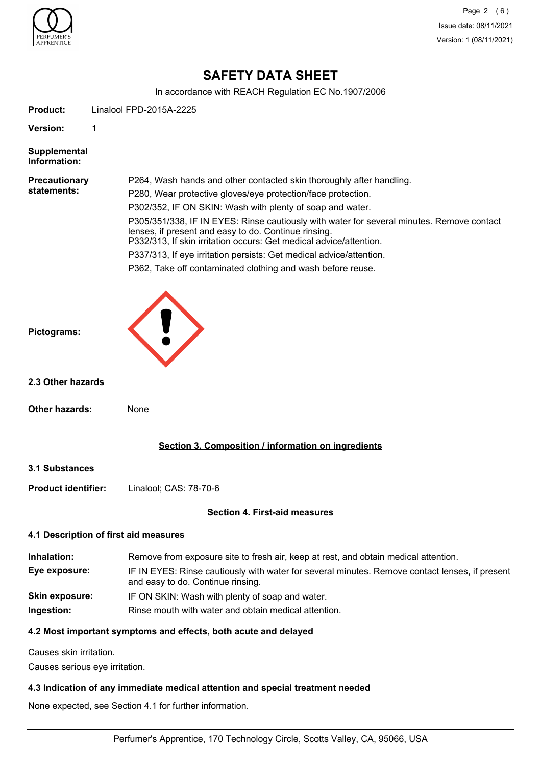# SAFETY DATA SHEET

In accordance with REACH Regulation EC No.1907/2006

**Product:** Linalool FPD-2015A-2225

**Version:** 1

**Supplemental Information:**

**Precautionary statements:**

P264, Wash hands and other contacted skin thoroughly after handling.

P280, Wear protective gloves/eye protection/face protection.

P302/352, IF ON SKIN: Wash with plenty of soap and water.

P305/351/338, IF IN EYES: Rinse cautiously with water for several minutes. Remove contact lenses, if present and easy to do. Continue rinsing.

P332/313, If skin irritation occurs: Get medical advice/attention.

P337/313, If eye irritation persists: Get medical advice/attention.

P362, Take off contaminated clothing and wash before reuse.

**Pictograms:**

### 2.3 Other hazards

**Other hazards:** None

## Section 3. Composition / information on ingredients

### 3.1 Substances

**Product identifier:** Linalool; CAS: 78-70-6

## Section 4. First-aid measures

### 4.1 Description of first aid measures

**Inhalation:** Remove from exposure site to fresh air, keep at rest, and obtain medical attention.

**Eye exposure:** IF IN EYES: Rinse cautiously with water for several minutes. Remove contact lenses, if present and easy to do. Continue rinsing.

**Skin exposure:** IF ON SKIN: Wash with plenty of soap and water.

**Ingestion:** Rinse mouth with water and obtain medical attention.

### 4.2 Most important symptoms and effects, both acute and delayed

Causes skin irritation.

Causes serious eye irritation.

### 4.3 Indication of any immediate medical attention and special treatment needed

None expected, see Section 4.1 for further information.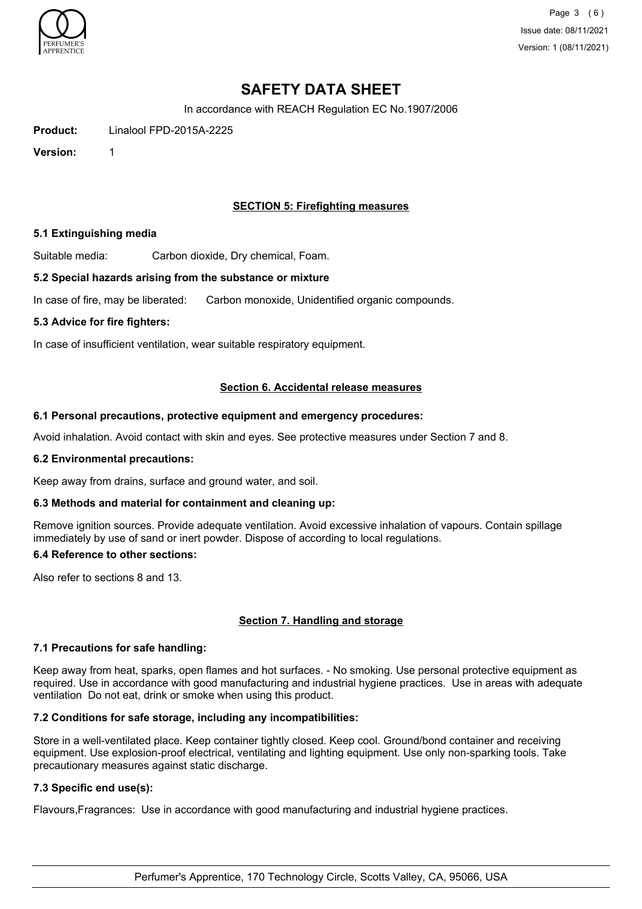# SAFETY DATA SHEET

In accordance with REACH Regulation EC No.1907/2006

**Product:** Linalool FPD-2015A-2225

**Version:** 1

## SECTION 5: Firefighting measures

### 5.1 Extinguishing media

Suitable media: Carbon dioxide, Dry chemical, Foam.

### 5.2 Special hazards arising from the substance or mixture

In case of fire, may be liberated: Carbon monoxide, Unidentified organic compounds.

### 5.3 Advice for fire fighters:

In case of insufficient ventilation, wear suitable respiratory equipment.

## Section 6. Accidental release measures

### 6.1 Personal precautions, protective equipment and emergency procedures:

Avoid inhalation. Avoid contact with skin and eyes. See protective measures under Section 7 and 8.

### 6.2 Environmental precautions:

Keep away from drains, surface and ground water, and soil.

### 6.3 Methods and material for containment and cleaning up:

Remove ignition sources. Provide adequate ventilation. Avoid excessive inhalation of vapours. Contain spillage immediately by use of sand or inert powder. Dispose of according to local regulations.

### 6.4 Reference to other sections:

Also refer to sections 8 and 13.

## Section 7. Handling and storage

### 7.1 Precautions for safe handling:

Keep away from heat, sparks, open flames and hot surfaces. - No smoking. Use personal protective equipment as required. Use in accordance with good manufacturing and industrial hygiene practices. Use in areas with adequate ventilation Do not eat, drink or smoke when using this product.

### 7.2 Conditions for safe storage, including any incompatibilities:

Store in a well-ventilated place. Keep container tightly closed. Keep cool. Ground/bond container and receiving equipment. Use explosion-proof electrical, ventilating and lighting equipment. Use only non-sparking tools. Take precautionary measures against static discharge.

### 7.3 Specific end use(s):

Flavours,Fragrances: Use in accordance with good manufacturing and industrial hygiene practices.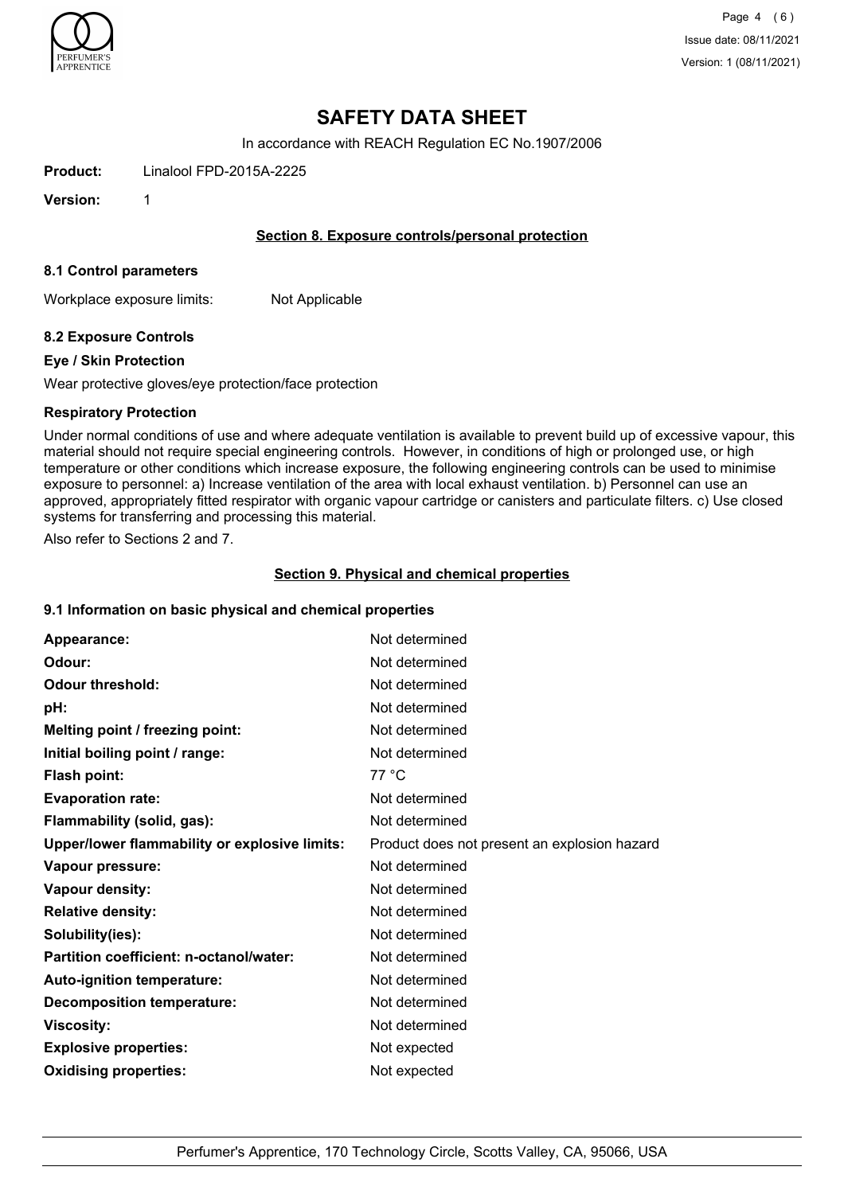# SAFETY DATA SHEET

In accordance with REACH Regulation EC No.1907/2006

**Product:** Linalool FPD-2015A-2225

**Version:** 1

## Section 8. Exposure controls/personal protection

### 8.1 Control parameters

Workplace exposure limits: Not Applicable

### 8.2 Exposure Controls

**Eye / Skin Protection**

Wear protective gloves/eye protection/face protection

**Respiratory Protection**

Under normal conditions of use and where adequate ventilation is available to prevent build up of excessive vapour, this material should not require special engineering controls. However, in conditions of high or prolonged use, or high temperature or other conditions which increase exposure, the following engineering controls can be used to minimise exposure to personnel: a) Increase ventilation of the area with local exhaust ventilation. b) Personnel can use an approved, appropriately fitted respirator with organic vapour cartridge or canisters and particulate filters. c) Use closed systems for transferring and processing this material.

Also refer to Sections 2 and 7.

## Section 9. Physical and chemical properties

### 9.1 Information on basic physical and chemical properties

| | |
|---|---|
| **Appearance:** | Not determined |
| **Odour:** | Not determined |
| **Odour threshold:** | Not determined |
| **pH:** | Not determined |
| **Melting point / freezing point:** | Not determined |
| **Initial boiling point / range:** | Not determined |
| **Flash point:** | 77 °C |
| **Evaporation rate:** | Not determined |
| **Flammability (solid, gas):** | Not determined |
| **Upper/lower flammability or explosive limits:** | Product does not present an explosion hazard |
| **Vapour pressure:** | Not determined |
| **Vapour density:** | Not determined |
| **Relative density:** | Not determined |
| **Solubility(ies):** | Not determined |
| **Partition coefficient: n-octanol/water:** | Not determined |
| **Auto-ignition temperature:** | Not determined |
| **Decomposition temperature:** | Not determined |
| **Viscosity:** | Not determined |
| **Explosive properties:** | Not expected |
| **Oxidising properties:** | Not expected |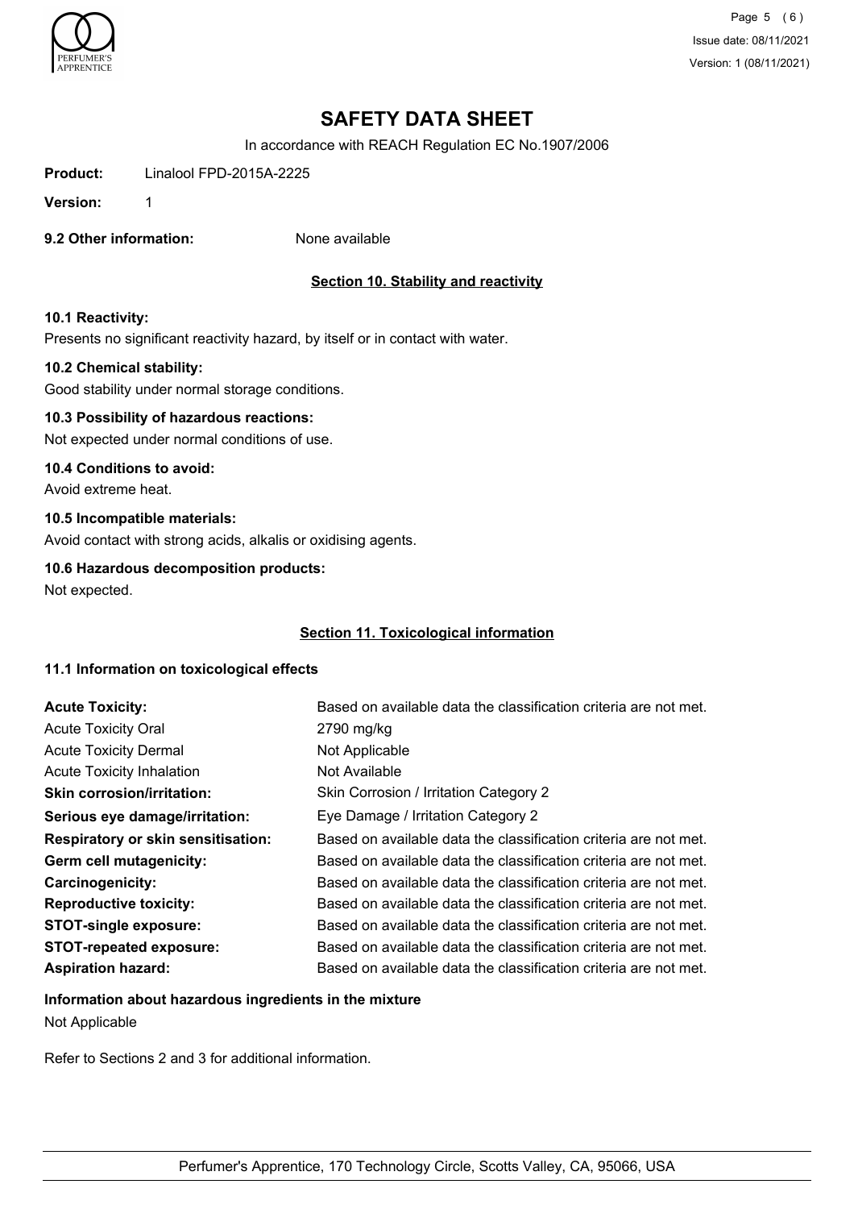**Product:** Linalool FPD-2015A-2225

**Version:** 1

**9.2 Other information:** None available

## Section 10. Stability and reactivity

**10.1 Reactivity:**

Presents no significant reactivity hazard, by itself or in contact with water.

**10.2 Chemical stability:**

Good stability under normal storage conditions.

**10.3 Possibility of hazardous reactions:**

Not expected under normal conditions of use.

**10.4 Conditions to avoid:**

Avoid extreme heat.

**10.5 Incompatible materials:**

Avoid contact with strong acids, alkalis or oxidising agents.

**10.6 Hazardous decomposition products:**

Not expected.

## Section 11. Toxicological information

**11.1 Information on toxicological effects**

| | |
|---|---|
| **Acute Toxicity:** | Based on available data the classification criteria are not met. |
| Acute Toxicity Oral | 2790 mg/kg |
| Acute Toxicity Dermal | Not Applicable |
| Acute Toxicity Inhalation | Not Available |
| **Skin corrosion/irritation:** | Skin Corrosion / Irritation Category 2 |
| **Serious eye damage/irritation:** | Eye Damage / Irritation Category 2 |
| **Respiratory or skin sensitisation:** | Based on available data the classification criteria are not met. |
| **Germ cell mutagenicity:** | Based on available data the classification criteria are not met. |
| **Carcinogenicity:** | Based on available data the classification criteria are not met. |
| **Reproductive toxicity:** | Based on available data the classification criteria are not met. |
| **STOT-single exposure:** | Based on available data the classification criteria are not met. |
| **STOT-repeated exposure:** | Based on available data the classification criteria are not met. |
| **Aspiration hazard:** | Based on available data the classification criteria are not met. |

**Information about hazardous ingredients in the mixture**

Not Applicable

Refer to Sections 2 and 3 for additional information.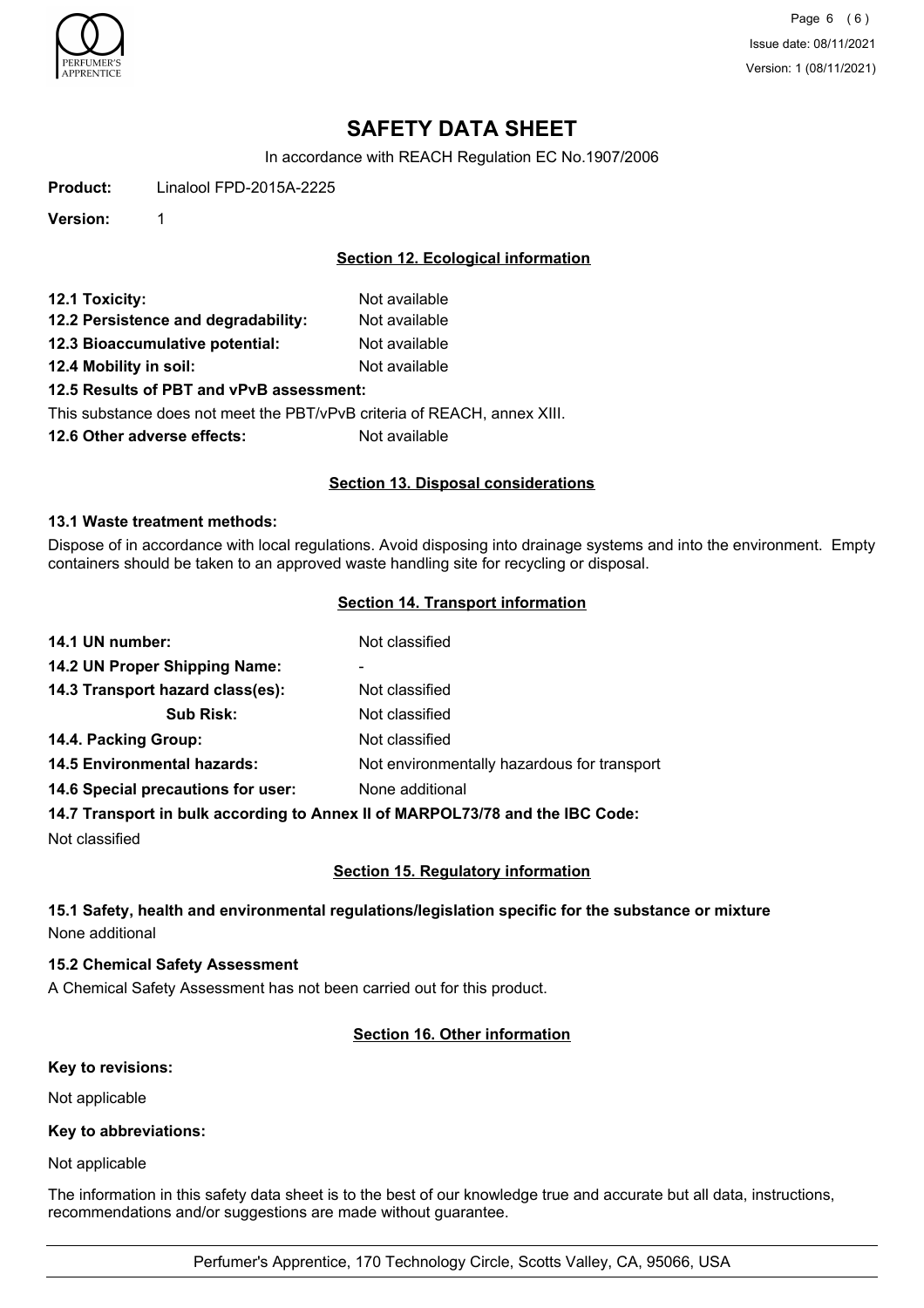# SAFETY DATA SHEET

In accordance with REACH Regulation EC No.1907/2006

**Product:** Linalool FPD-2015A-2225

**Version:** 1

## Section 12. Ecological information

**12.1 Toxicity:** Not available

**12.2 Persistence and degradability:** Not available

**12.3 Bioaccumulative potential:** Not available

**12.4 Mobility in soil:** Not available

**12.5 Results of PBT and vPvB assessment:**

This substance does not meet the PBT/vPvB criteria of REACH, annex XIII.

**12.6 Other adverse effects:** Not available

## Section 13. Disposal considerations

**13.1 Waste treatment methods:**

Dispose of in accordance with local regulations. Avoid disposing into drainage systems and into the environment. Empty containers should be taken to an approved waste handling site for recycling or disposal.

## Section 14. Transport information

**14.1 UN number:** Not classified

**14.2 UN Proper Shipping Name:** -

**14.3 Transport hazard class(es):** Not classified

**Sub Risk:** Not classified

**14.4. Packing Group:** Not classified

**14.5 Environmental hazards:** Not environmentally hazardous for transport

**14.6 Special precautions for user:** None additional

**14.7 Transport in bulk according to Annex II of MARPOL73/78 and the IBC Code:**

Not classified

## Section 15. Regulatory information

**15.1 Safety, health and environmental regulations/legislation specific for the substance or mixture**

None additional

**15.2 Chemical Safety Assessment**

A Chemical Safety Assessment has not been carried out for this product.

## Section 16. Other information

**Key to revisions:**

Not applicable

**Key to abbreviations:**

Not applicable

The information in this safety data sheet is to the best of our knowledge true and accurate but all data, instructions, recommendations and/or suggestions are made without guarantee.